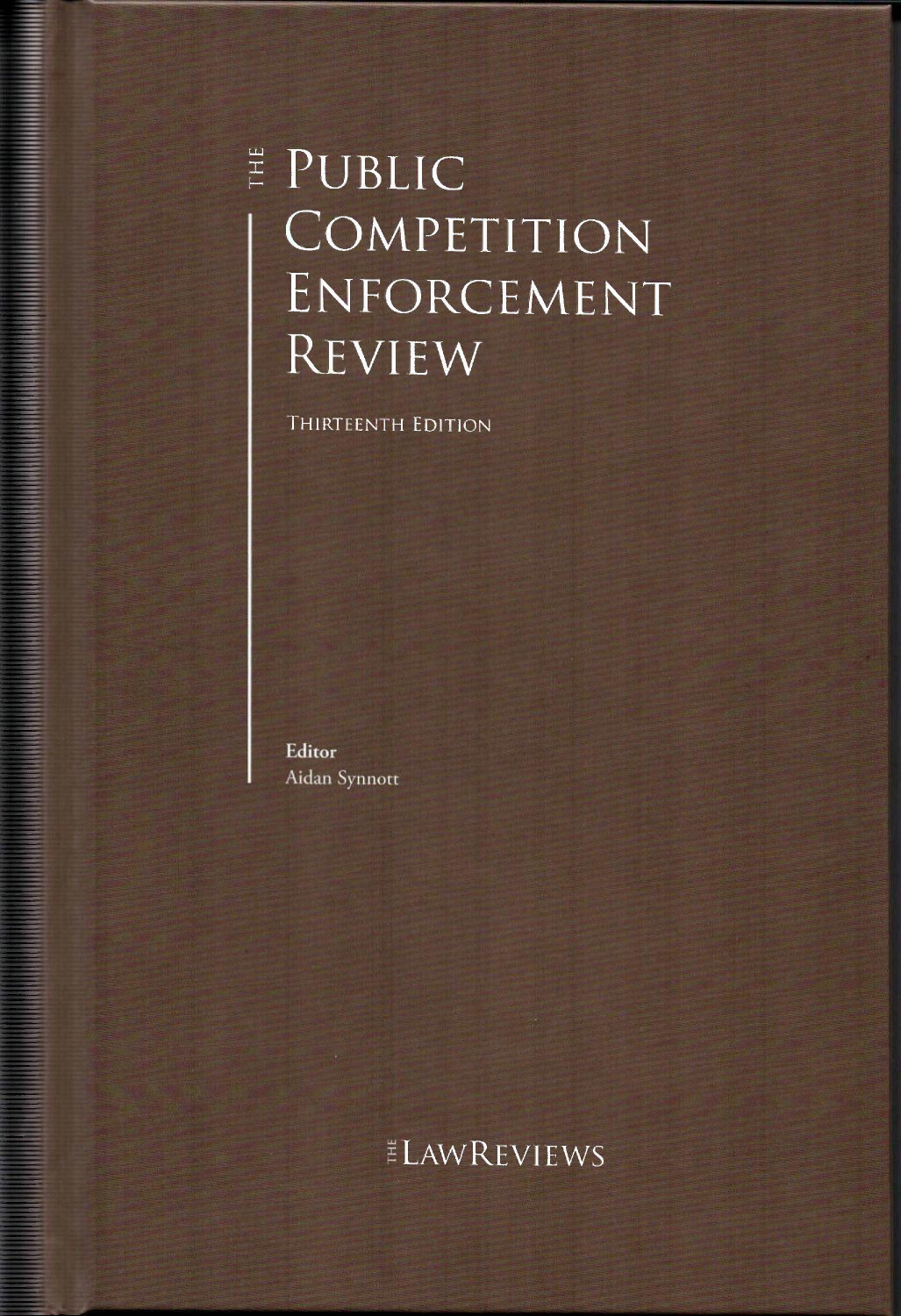# THE PUBLIC COMPETITION ENFORCEMENT REVIEW

THIRTEENTH EDITION

**Editor**
Aidan Synnott

THE LAWREVIEWS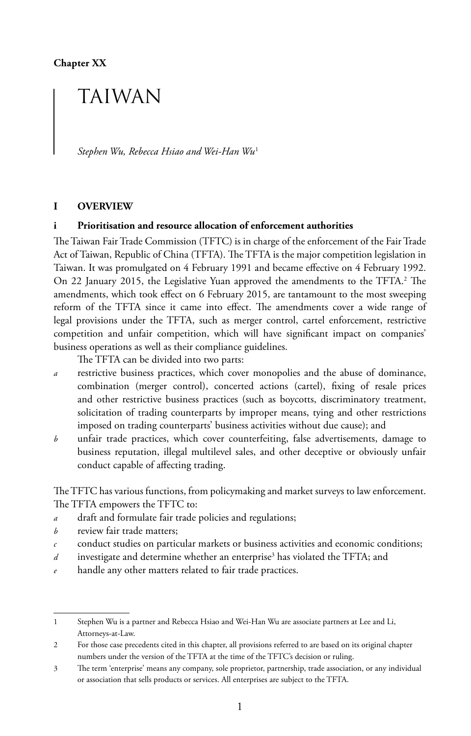**Chapter XX**

# TAIWAN

*Stephen Wu, Rebecca Hsiao and Wei-Han Wu*[1]

## I OVERVIEW

### i Prioritisation and resource allocation of enforcement authorities

The Taiwan Fair Trade Commission (TFTC) is in charge of the enforcement of the Fair Trade Act of Taiwan, Republic of China (TFTA). The TFTA is the major competition legislation in Taiwan. It was promulgated on 4 February 1991 and became effective on 4 February 1992. On 22 January 2015, the Legislative Yuan approved the amendments to the TFTA.[2] The amendments, which took effect on 6 February 2015, are tantamount to the most sweeping reform of the TFTA since it came into effect. The amendments cover a wide range of legal provisions under the TFTA, such as merger control, cartel enforcement, restrictive competition and unfair competition, which will have significant impact on companies' business operations as well as their compliance guidelines.

The TFTA can be divided into two parts:

*a* restrictive business practices, which cover monopolies and the abuse of dominance, combination (merger control), concerted actions (cartel), fixing of resale prices and other restrictive business practices (such as boycotts, discriminatory treatment, solicitation of trading counterparts by improper means, tying and other restrictions imposed on trading counterparts' business activities without due cause); and

*b* unfair trade practices, which cover counterfeiting, false advertisements, damage to business reputation, illegal multilevel sales, and other deceptive or obviously unfair conduct capable of affecting trading.

The TFTC has various functions, from policymaking and market surveys to law enforcement. The TFTA empowers the TFTC to:

*a* draft and formulate fair trade policies and regulations;

*b* review fair trade matters;

*c* conduct studies on particular markets or business activities and economic conditions;

*d* investigate and determine whether an enterprise[3] has violated the TFTA; and

*e* handle any other matters related to fair trade practices.

---

1 Stephen Wu is a partner and Rebecca Hsiao and Wei-Han Wu are associate partners at Lee and Li, Attorneys-at-Law.

2 For those case precedents cited in this chapter, all provisions referred to are based on its original chapter numbers under the version of the TFTA at the time of the TFTC's decision or ruling.

3 The term 'enterprise' means any company, sole proprietor, partnership, trade association, or any individual or association that sells products or services. All enterprises are subject to the TFTA.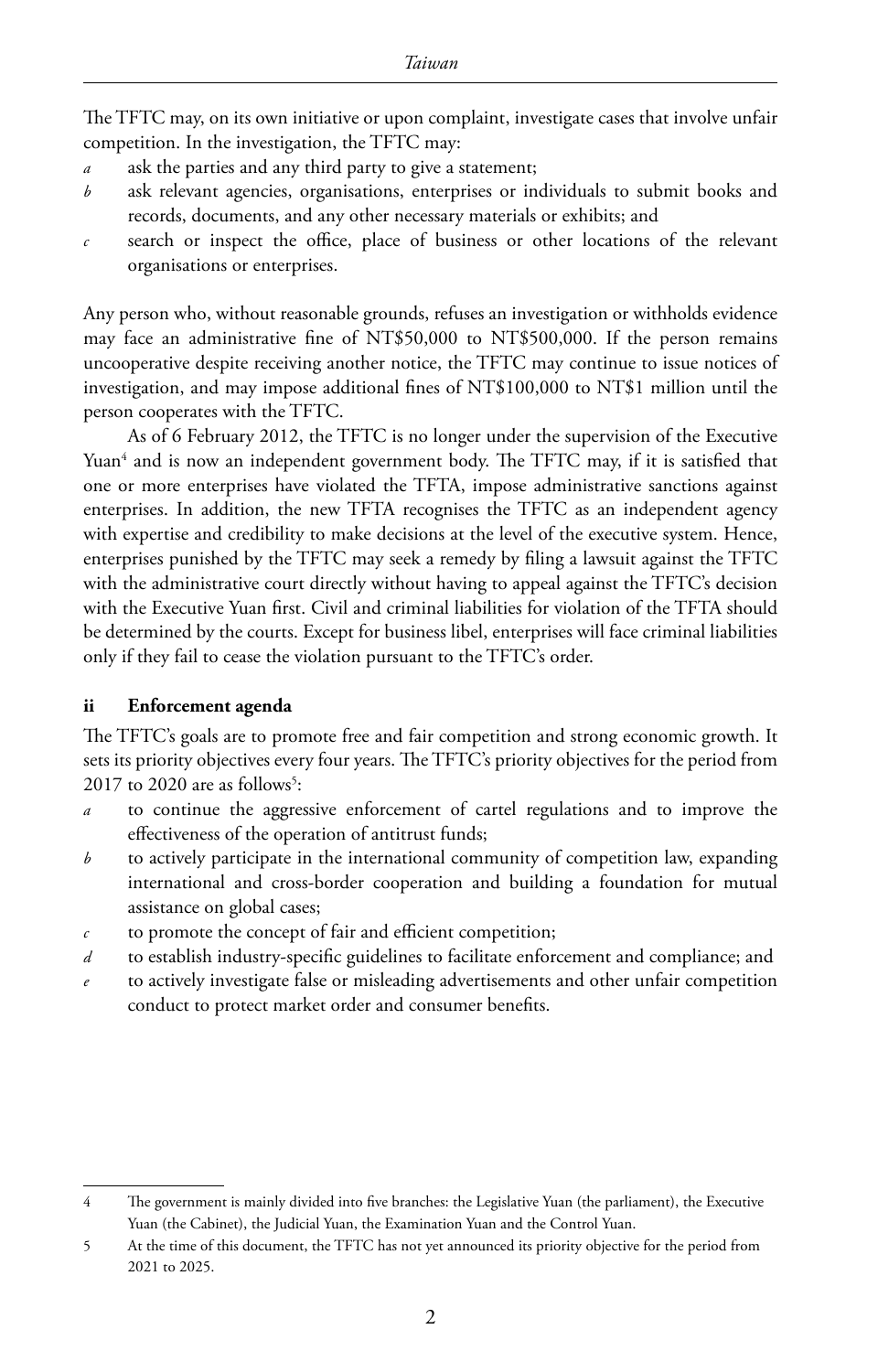The TFTC may, on its own initiative or upon complaint, investigate cases that involve unfair competition. In the investigation, the TFTC may:

*a* ask the parties and any third party to give a statement;

*b* ask relevant agencies, organisations, enterprises or individuals to submit books and records, documents, and any other necessary materials or exhibits; and

*c* search or inspect the office, place of business or other locations of the relevant organisations or enterprises.

Any person who, without reasonable grounds, refuses an investigation or withholds evidence may face an administrative fine of NT$50,000 to NT$500,000. If the person remains uncooperative despite receiving another notice, the TFTC may continue to issue notices of investigation, and may impose additional fines of NT$100,000 to NT$1 million until the person cooperates with the TFTC.

As of 6 February 2012, the TFTC is no longer under the supervision of the Executive Yuan[4] and is now an independent government body. The TFTC may, if it is satisfied that one or more enterprises have violated the TFTA, impose administrative sanctions against enterprises. In addition, the new TFTA recognises the TFTC as an independent agency with expertise and credibility to make decisions at the level of the executive system. Hence, enterprises punished by the TFTC may seek a remedy by filing a lawsuit against the TFTC with the administrative court directly without having to appeal against the TFTC's decision with the Executive Yuan first. Civil and criminal liabilities for violation of the TFTA should be determined by the courts. Except for business libel, enterprises will face criminal liabilities only if they fail to cease the violation pursuant to the TFTC's order.

### ii Enforcement agenda

The TFTC's goals are to promote free and fair competition and strong economic growth. It sets its priority objectives every four years. The TFTC's priority objectives for the period from 2017 to 2020 are as follows[5]:

*a* to continue the aggressive enforcement of cartel regulations and to improve the effectiveness of the operation of antitrust funds;

*b* to actively participate in the international community of competition law, expanding international and cross-border cooperation and building a foundation for mutual assistance on global cases;

*c* to promote the concept of fair and efficient competition;

*d* to establish industry-specific guidelines to facilitate enforcement and compliance; and

*e* to actively investigate false or misleading advertisements and other unfair competition conduct to protect market order and consumer benefits.

---

4 The government is mainly divided into five branches: the Legislative Yuan (the parliament), the Executive Yuan (the Cabinet), the Judicial Yuan, the Examination Yuan and the Control Yuan.

5 At the time of this document, the TFTC has not yet announced its priority objective for the period from 2021 to 2025.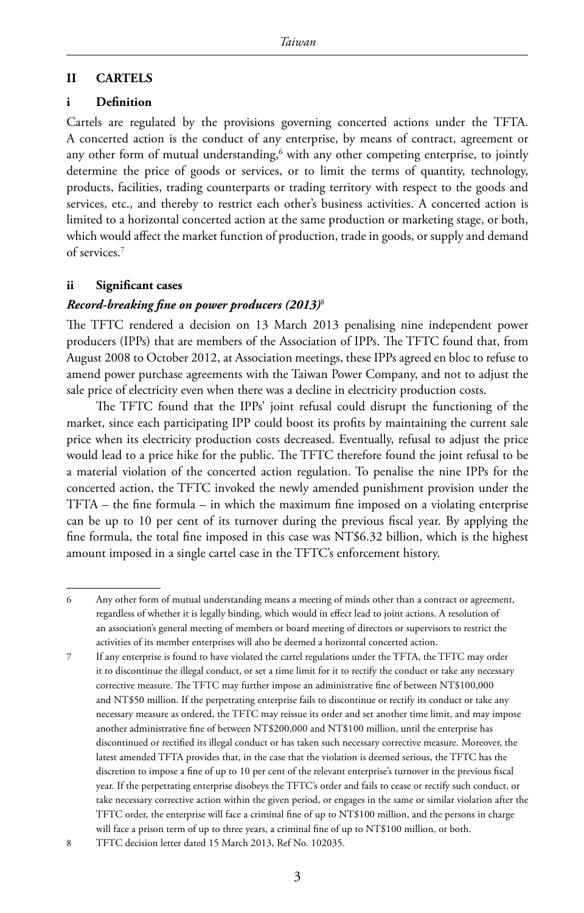## II CARTELS

### i Definition

Cartels are regulated by the provisions governing concerted actions under the TFTA. A concerted action is the conduct of any enterprise, by means of contract, agreement or any other form of mutual understanding,[6] with any other competing enterprise, to jointly determine the price of goods or services, or to limit the terms of quantity, technology, products, facilities, trading counterparts or trading territory with respect to the goods and services, etc., and thereby to restrict each other's business activities. A concerted action is limited to a horizontal concerted action at the same production or marketing stage, or both, which would affect the market function of production, trade in goods, or supply and demand of services.[7]

### ii Significant cases

#### *Record-breaking fine on power producers (2013)*[8]

The TFTC rendered a decision on 13 March 2013 penalising nine independent power producers (IPPs) that are members of the Association of IPPs. The TFTC found that, from August 2008 to October 2012, at Association meetings, these IPPs agreed en bloc to refuse to amend power purchase agreements with the Taiwan Power Company, and not to adjust the sale price of electricity even when there was a decline in electricity production costs.

The TFTC found that the IPPs' joint refusal could disrupt the functioning of the market, since each participating IPP could boost its profits by maintaining the current sale price when its electricity production costs decreased. Eventually, refusal to adjust the price would lead to a price hike for the public. The TFTC therefore found the joint refusal to be a material violation of the concerted action regulation. To penalise the nine IPPs for the concerted action, the TFTC invoked the newly amended punishment provision under the TFTA – the fine formula – in which the maximum fine imposed on a violating enterprise can be up to 10 per cent of its turnover during the previous fiscal year. By applying the fine formula, the total fine imposed in this case was NT$6.32 billion, which is the highest amount imposed in a single cartel case in the TFTC's enforcement history.

---

6 Any other form of mutual understanding means a meeting of minds other than a contract or agreement, regardless of whether it is legally binding, which would in effect lead to joint actions. A resolution of an association's general meeting of members or board meeting of directors or supervisors to restrict the activities of its member enterprises will also be deemed a horizontal concerted action.

7 If any enterprise is found to have violated the cartel regulations under the TFTA, the TFTC may order it to discontinue the illegal conduct, or set a time limit for it to rectify the conduct or take any necessary corrective measure. The TFTC may further impose an administrative fine of between NT$100,000 and NT$50 million. If the perpetrating enterprise fails to discontinue or rectify its conduct or take any necessary measure as ordered, the TFTC may reissue its order and set another time limit, and may impose another administrative fine of between NT$200,000 and NT$100 million, until the enterprise has discontinued or rectified its illegal conduct or has taken such necessary corrective measure. Moreover, the latest amended TFTA provides that, in the case that the violation is deemed serious, the TFTC has the discretion to impose a fine of up to 10 per cent of the relevant enterprise's turnover in the previous fiscal year. If the perpetrating enterprise disobeys the TFTC's order and fails to cease or rectify such conduct, or take necessary corrective action within the given period, or engages in the same or similar violation after the TFTC order, the enterprise will face a criminal fine of up to NT$100 million, and the persons in charge will face a prison term of up to three years, a criminal fine of up to NT$100 million, or both.

8 TFTC decision letter dated 15 March 2013, Ref No. 102035.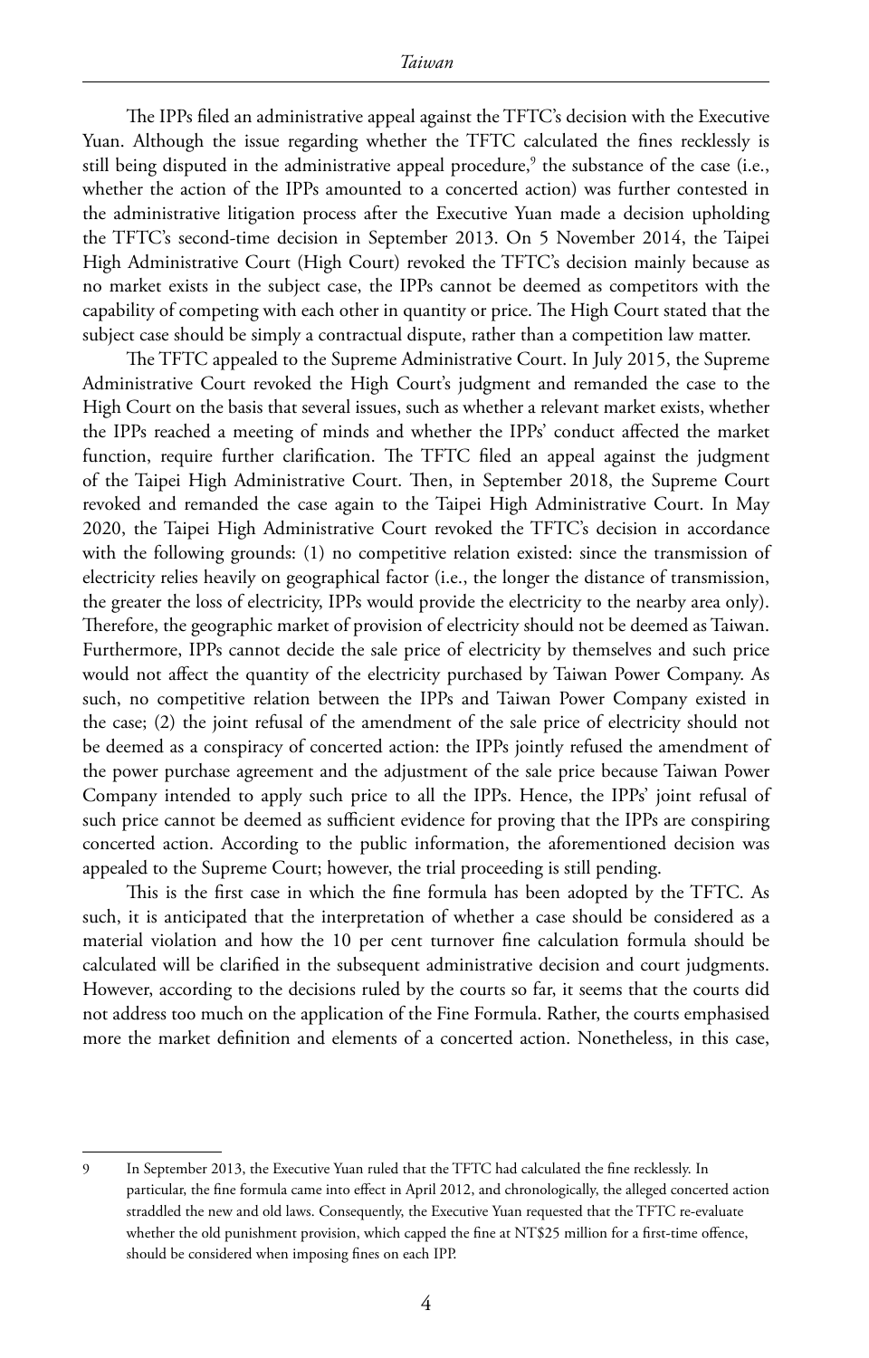The IPPs filed an administrative appeal against the TFTC's decision with the Executive Yuan. Although the issue regarding whether the TFTC calculated the fines recklessly is still being disputed in the administrative appeal procedure,[9] the substance of the case (i.e., whether the action of the IPPs amounted to a concerted action) was further contested in the administrative litigation process after the Executive Yuan made a decision upholding the TFTC's second-time decision in September 2013. On 5 November 2014, the Taipei High Administrative Court (High Court) revoked the TFTC's decision mainly because as no market exists in the subject case, the IPPs cannot be deemed as competitors with the capability of competing with each other in quantity or price. The High Court stated that the subject case should be simply a contractual dispute, rather than a competition law matter.

The TFTC appealed to the Supreme Administrative Court. In July 2015, the Supreme Administrative Court revoked the High Court's judgment and remanded the case to the High Court on the basis that several issues, such as whether a relevant market exists, whether the IPPs reached a meeting of minds and whether the IPPs' conduct affected the market function, require further clarification. The TFTC filed an appeal against the judgment of the Taipei High Administrative Court. Then, in September 2018, the Supreme Court revoked and remanded the case again to the Taipei High Administrative Court. In May 2020, the Taipei High Administrative Court revoked the TFTC's decision in accordance with the following grounds: (1) no competitive relation existed: since the transmission of electricity relies heavily on geographical factor (i.e., the longer the distance of transmission, the greater the loss of electricity, IPPs would provide the electricity to the nearby area only). Therefore, the geographic market of provision of electricity should not be deemed as Taiwan. Furthermore, IPPs cannot decide the sale price of electricity by themselves and such price would not affect the quantity of the electricity purchased by Taiwan Power Company. As such, no competitive relation between the IPPs and Taiwan Power Company existed in the case; (2) the joint refusal of the amendment of the sale price of electricity should not be deemed as a conspiracy of concerted action: the IPPs jointly refused the amendment of the power purchase agreement and the adjustment of the sale price because Taiwan Power Company intended to apply such price to all the IPPs. Hence, the IPPs' joint refusal of such price cannot be deemed as sufficient evidence for proving that the IPPs are conspiring concerted action. According to the public information, the aforementioned decision was appealed to the Supreme Court; however, the trial proceeding is still pending.

This is the first case in which the fine formula has been adopted by the TFTC. As such, it is anticipated that the interpretation of whether a case should be considered as a material violation and how the 10 per cent turnover fine calculation formula should be calculated will be clarified in the subsequent administrative decision and court judgments. However, according to the decisions ruled by the courts so far, it seems that the courts did not address too much on the application of the Fine Formula. Rather, the courts emphasised more the market definition and elements of a concerted action. Nonetheless, in this case,

---

9 In September 2013, the Executive Yuan ruled that the TFTC had calculated the fine recklessly. In particular, the fine formula came into effect in April 2012, and chronologically, the alleged concerted action straddled the new and old laws. Consequently, the Executive Yuan requested that the TFTC re-evaluate whether the old punishment provision, which capped the fine at NT$25 million for a first-time offence, should be considered when imposing fines on each IPP.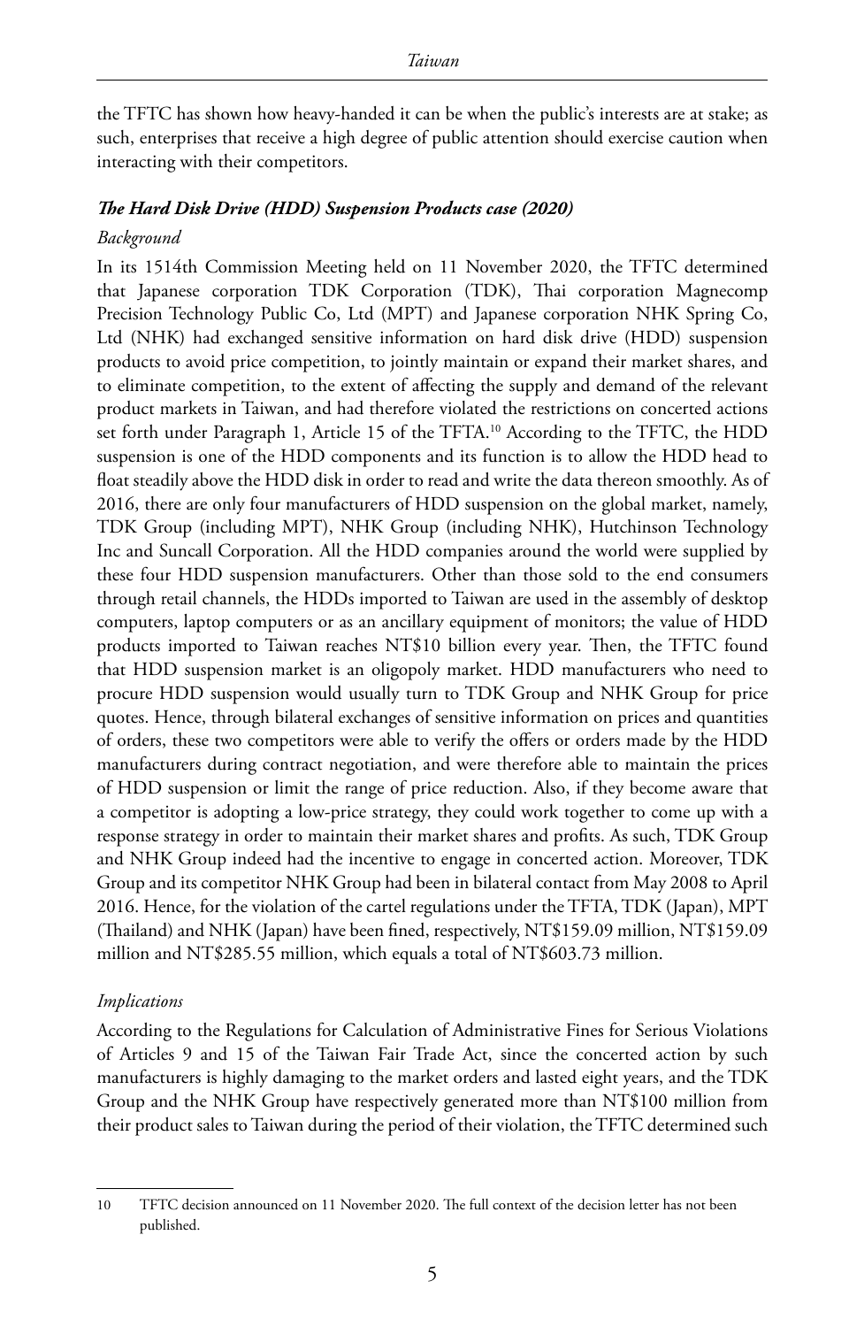the TFTC has shown how heavy-handed it can be when the public's interests are at stake; as such, enterprises that receive a high degree of public attention should exercise caution when interacting with their competitors.

***The Hard Disk Drive (HDD) Suspension Products case (2020)***

*Background*

In its 1514th Commission Meeting held on 11 November 2020, the TFTC determined that Japanese corporation TDK Corporation (TDK), Thai corporation Magnecomp Precision Technology Public Co, Ltd (MPT) and Japanese corporation NHK Spring Co, Ltd (NHK) had exchanged sensitive information on hard disk drive (HDD) suspension products to avoid price competition, to jointly maintain or expand their market shares, and to eliminate competition, to the extent of affecting the supply and demand of the relevant product markets in Taiwan, and had therefore violated the restrictions on concerted actions set forth under Paragraph 1, Article 15 of the TFTA.[10] According to the TFTC, the HDD suspension is one of the HDD components and its function is to allow the HDD head to float steadily above the HDD disk in order to read and write the data thereon smoothly. As of 2016, there are only four manufacturers of HDD suspension on the global market, namely, TDK Group (including MPT), NHK Group (including NHK), Hutchinson Technology Inc and Suncall Corporation. All the HDD companies around the world were supplied by these four HDD suspension manufacturers. Other than those sold to the end consumers through retail channels, the HDDs imported to Taiwan are used in the assembly of desktop computers, laptop computers or as an ancillary equipment of monitors; the value of HDD products imported to Taiwan reaches NT$10 billion every year. Then, the TFTC found that HDD suspension market is an oligopoly market. HDD manufacturers who need to procure HDD suspension would usually turn to TDK Group and NHK Group for price quotes. Hence, through bilateral exchanges of sensitive information on prices and quantities of orders, these two competitors were able to verify the offers or orders made by the HDD manufacturers during contract negotiation, and were therefore able to maintain the prices of HDD suspension or limit the range of price reduction. Also, if they become aware that a competitor is adopting a low-price strategy, they could work together to come up with a response strategy in order to maintain their market shares and profits. As such, TDK Group and NHK Group indeed had the incentive to engage in concerted action. Moreover, TDK Group and its competitor NHK Group had been in bilateral contact from May 2008 to April 2016. Hence, for the violation of the cartel regulations under the TFTA, TDK (Japan), MPT (Thailand) and NHK (Japan) have been fined, respectively, NT$159.09 million, NT$159.09 million and NT$285.55 million, which equals a total of NT$603.73 million.

*Implications*

According to the Regulations for Calculation of Administrative Fines for Serious Violations of Articles 9 and 15 of the Taiwan Fair Trade Act, since the concerted action by such manufacturers is highly damaging to the market orders and lasted eight years, and the TDK Group and the NHK Group have respectively generated more than NT$100 million from their product sales to Taiwan during the period of their violation, the TFTC determined such

10 TFTC decision announced on 11 November 2020. The full context of the decision letter has not been published.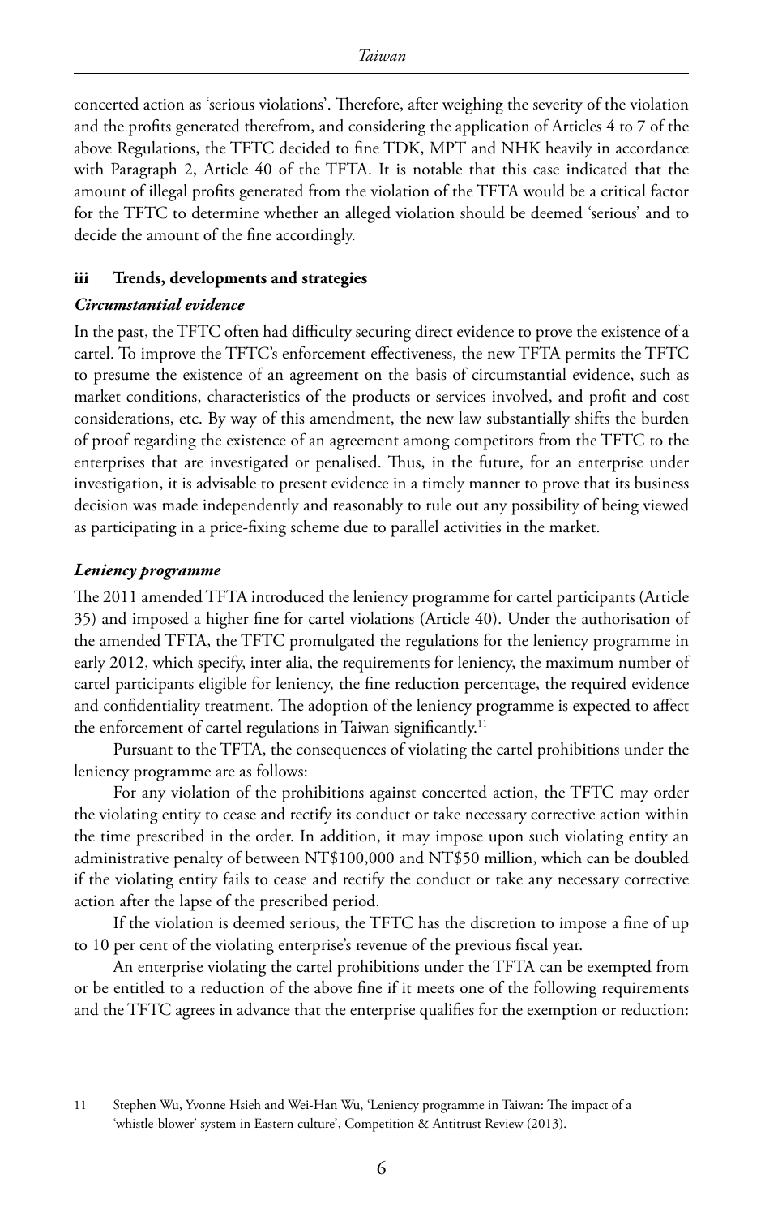concerted action as 'serious violations'. Therefore, after weighing the severity of the violation and the profits generated therefrom, and considering the application of Articles 4 to 7 of the above Regulations, the TFTC decided to fine TDK, MPT and NHK heavily in accordance with Paragraph 2, Article 40 of the TFTA. It is notable that this case indicated that the amount of illegal profits generated from the violation of the TFTA would be a critical factor for the TFTC to determine whether an alleged violation should be deemed 'serious' and to decide the amount of the fine accordingly.

### iii Trends, developments and strategies

#### *Circumstantial evidence*

In the past, the TFTC often had difficulty securing direct evidence to prove the existence of a cartel. To improve the TFTC's enforcement effectiveness, the new TFTA permits the TFTC to presume the existence of an agreement on the basis of circumstantial evidence, such as market conditions, characteristics of the products or services involved, and profit and cost considerations, etc. By way of this amendment, the new law substantially shifts the burden of proof regarding the existence of an agreement among competitors from the TFTC to the enterprises that are investigated or penalised. Thus, in the future, for an enterprise under investigation, it is advisable to present evidence in a timely manner to prove that its business decision was made independently and reasonably to rule out any possibility of being viewed as participating in a price-fixing scheme due to parallel activities in the market.

#### *Leniency programme*

The 2011 amended TFTA introduced the leniency programme for cartel participants (Article 35) and imposed a higher fine for cartel violations (Article 40). Under the authorisation of the amended TFTA, the TFTC promulgated the regulations for the leniency programme in early 2012, which specify, inter alia, the requirements for leniency, the maximum number of cartel participants eligible for leniency, the fine reduction percentage, the required evidence and confidentiality treatment. The adoption of the leniency programme is expected to affect the enforcement of cartel regulations in Taiwan significantly.[11]

Pursuant to the TFTA, the consequences of violating the cartel prohibitions under the leniency programme are as follows:

For any violation of the prohibitions against concerted action, the TFTC may order the violating entity to cease and rectify its conduct or take necessary corrective action within the time prescribed in the order. In addition, it may impose upon such violating entity an administrative penalty of between NT$100,000 and NT$50 million, which can be doubled if the violating entity fails to cease and rectify the conduct or take any necessary corrective action after the lapse of the prescribed period.

If the violation is deemed serious, the TFTC has the discretion to impose a fine of up to 10 per cent of the violating enterprise's revenue of the previous fiscal year.

An enterprise violating the cartel prohibitions under the TFTA can be exempted from or be entitled to a reduction of the above fine if it meets one of the following requirements and the TFTC agrees in advance that the enterprise qualifies for the exemption or reduction:

---

11 Stephen Wu, Yvonne Hsieh and Wei-Han Wu, 'Leniency programme in Taiwan: The impact of a 'whistle-blower' system in Eastern culture', Competition & Antitrust Review (2013).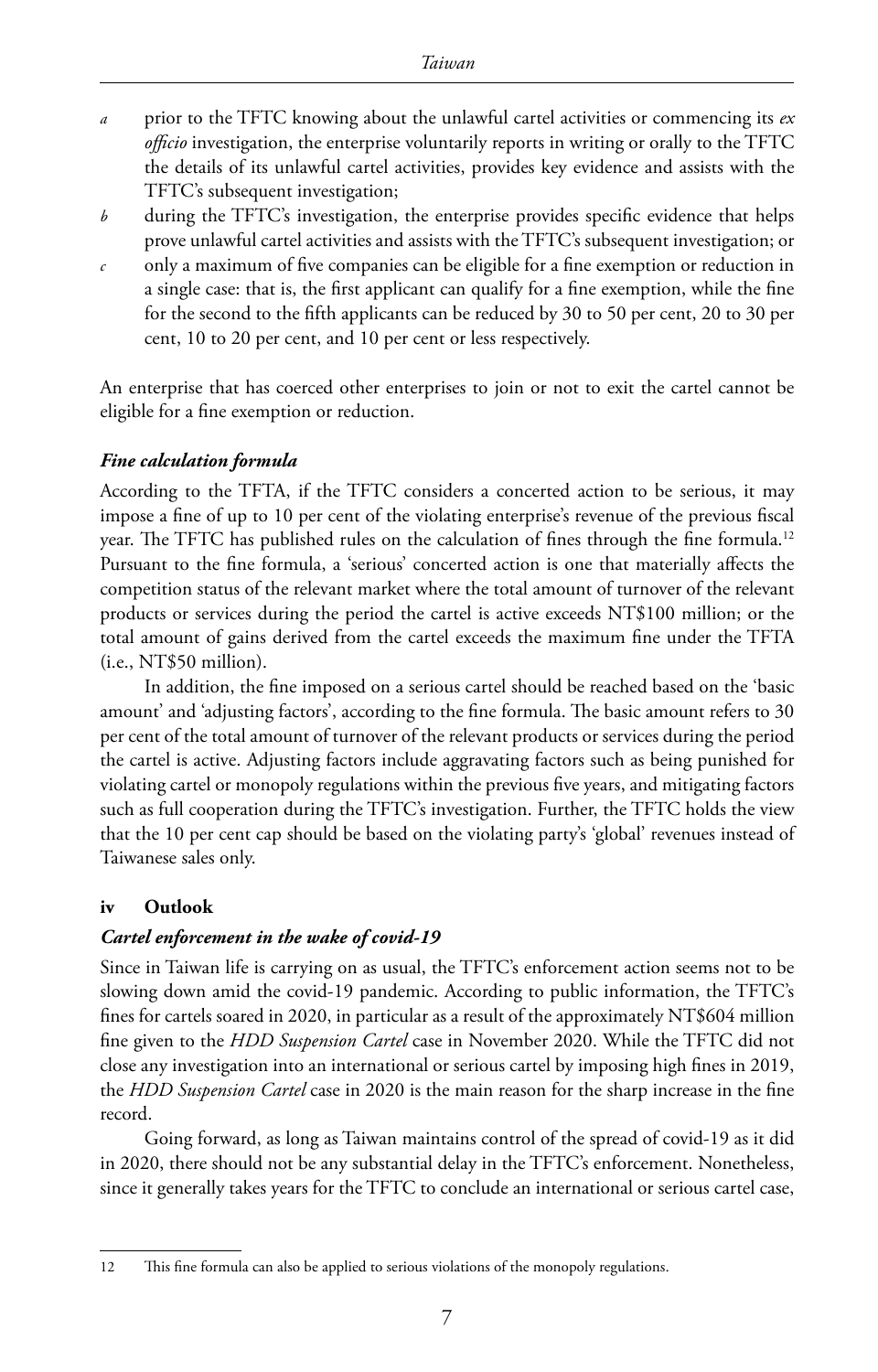*a* prior to the TFTC knowing about the unlawful cartel activities or commencing its *ex officio* investigation, the enterprise voluntarily reports in writing or orally to the TFTC the details of its unlawful cartel activities, provides key evidence and assists with the TFTC's subsequent investigation;

*b* during the TFTC's investigation, the enterprise provides specific evidence that helps prove unlawful cartel activities and assists with the TFTC's subsequent investigation; or

*c* only a maximum of five companies can be eligible for a fine exemption or reduction in a single case: that is, the first applicant can qualify for a fine exemption, while the fine for the second to the fifth applicants can be reduced by 30 to 50 per cent, 20 to 30 per cent, 10 to 20 per cent, and 10 per cent or less respectively.

An enterprise that has coerced other enterprises to join or not to exit the cartel cannot be eligible for a fine exemption or reduction.

#### *Fine calculation formula*

According to the TFTA, if the TFTC considers a concerted action to be serious, it may impose a fine of up to 10 per cent of the violating enterprise's revenue of the previous fiscal year. The TFTC has published rules on the calculation of fines through the fine formula.[12] Pursuant to the fine formula, a 'serious' concerted action is one that materially affects the competition status of the relevant market where the total amount of turnover of the relevant products or services during the period the cartel is active exceeds NT$100 million; or the total amount of gains derived from the cartel exceeds the maximum fine under the TFTA (i.e., NT$50 million).

In addition, the fine imposed on a serious cartel should be reached based on the 'basic amount' and 'adjusting factors', according to the fine formula. The basic amount refers to 30 per cent of the total amount of turnover of the relevant products or services during the period the cartel is active. Adjusting factors include aggravating factors such as being punished for violating cartel or monopoly regulations within the previous five years, and mitigating factors such as full cooperation during the TFTC's investigation. Further, the TFTC holds the view that the 10 per cent cap should be based on the violating party's 'global' revenues instead of Taiwanese sales only.

### iv Outlook

#### *Cartel enforcement in the wake of covid-19*

Since in Taiwan life is carrying on as usual, the TFTC's enforcement action seems not to be slowing down amid the covid-19 pandemic. According to public information, the TFTC's fines for cartels soared in 2020, in particular as a result of the approximately NT$604 million fine given to the *HDD Suspension Cartel* case in November 2020. While the TFTC did not close any investigation into an international or serious cartel by imposing high fines in 2019, the *HDD Suspension Cartel* case in 2020 is the main reason for the sharp increase in the fine record.

Going forward, as long as Taiwan maintains control of the spread of covid-19 as it did in 2020, there should not be any substantial delay in the TFTC's enforcement. Nonetheless, since it generally takes years for the TFTC to conclude an international or serious cartel case,

---

12 This fine formula can also be applied to serious violations of the monopoly regulations.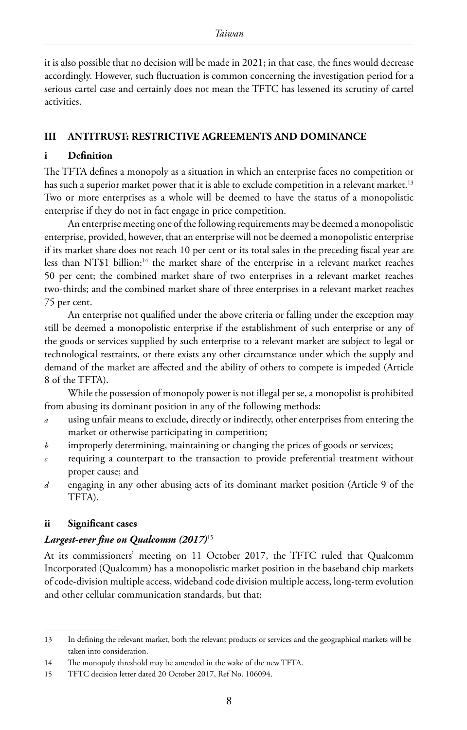it is also possible that no decision will be made in 2021; in that case, the fines would decrease accordingly. However, such fluctuation is common concerning the investigation period for a serious cartel case and certainly does not mean the TFTC has lessened its scrutiny of cartel activities.

## III ANTITRUST: RESTRICTIVE AGREEMENTS AND DOMINANCE

### i Definition

The TFTA defines a monopoly as a situation in which an enterprise faces no competition or has such a superior market power that it is able to exclude competition in a relevant market.[13] Two or more enterprises as a whole will be deemed to have the status of a monopolistic enterprise if they do not in fact engage in price competition.

An enterprise meeting one of the following requirements may be deemed a monopolistic enterprise, provided, however, that an enterprise will not be deemed a monopolistic enterprise if its market share does not reach 10 per cent or its total sales in the preceding fiscal year are less than NT$1 billion:[14] the market share of the enterprise in a relevant market reaches 50 per cent; the combined market share of two enterprises in a relevant market reaches two-thirds; and the combined market share of three enterprises in a relevant market reaches 75 per cent.

An enterprise not qualified under the above criteria or falling under the exception may still be deemed a monopolistic enterprise if the establishment of such enterprise or any of the goods or services supplied by such enterprise to a relevant market are subject to legal or technological restraints, or there exists any other circumstance under which the supply and demand of the market are affected and the ability of others to compete is impeded (Article 8 of the TFTA).

While the possession of monopoly power is not illegal per se, a monopolist is prohibited from abusing its dominant position in any of the following methods:

*a* using unfair means to exclude, directly or indirectly, other enterprises from entering the market or otherwise participating in competition;

*b* improperly determining, maintaining or changing the prices of goods or services;

*c* requiring a counterpart to the transaction to provide preferential treatment without proper cause; and

*d* engaging in any other abusing acts of its dominant market position (Article 9 of the TFTA).

### ii Significant cases

#### *Largest-ever fine on Qualcomm (2017)*[15]

At its commissioners' meeting on 11 October 2017, the TFTC ruled that Qualcomm Incorporated (Qualcomm) has a monopolistic market position in the baseband chip markets of code-division multiple access, wideband code division multiple access, long-term evolution and other cellular communication standards, but that:

---

13 In defining the relevant market, both the relevant products or services and the geographical markets will be taken into consideration.

14 The monopoly threshold may be amended in the wake of the new TFTA.

15 TFTC decision letter dated 20 October 2017, Ref No. 106094.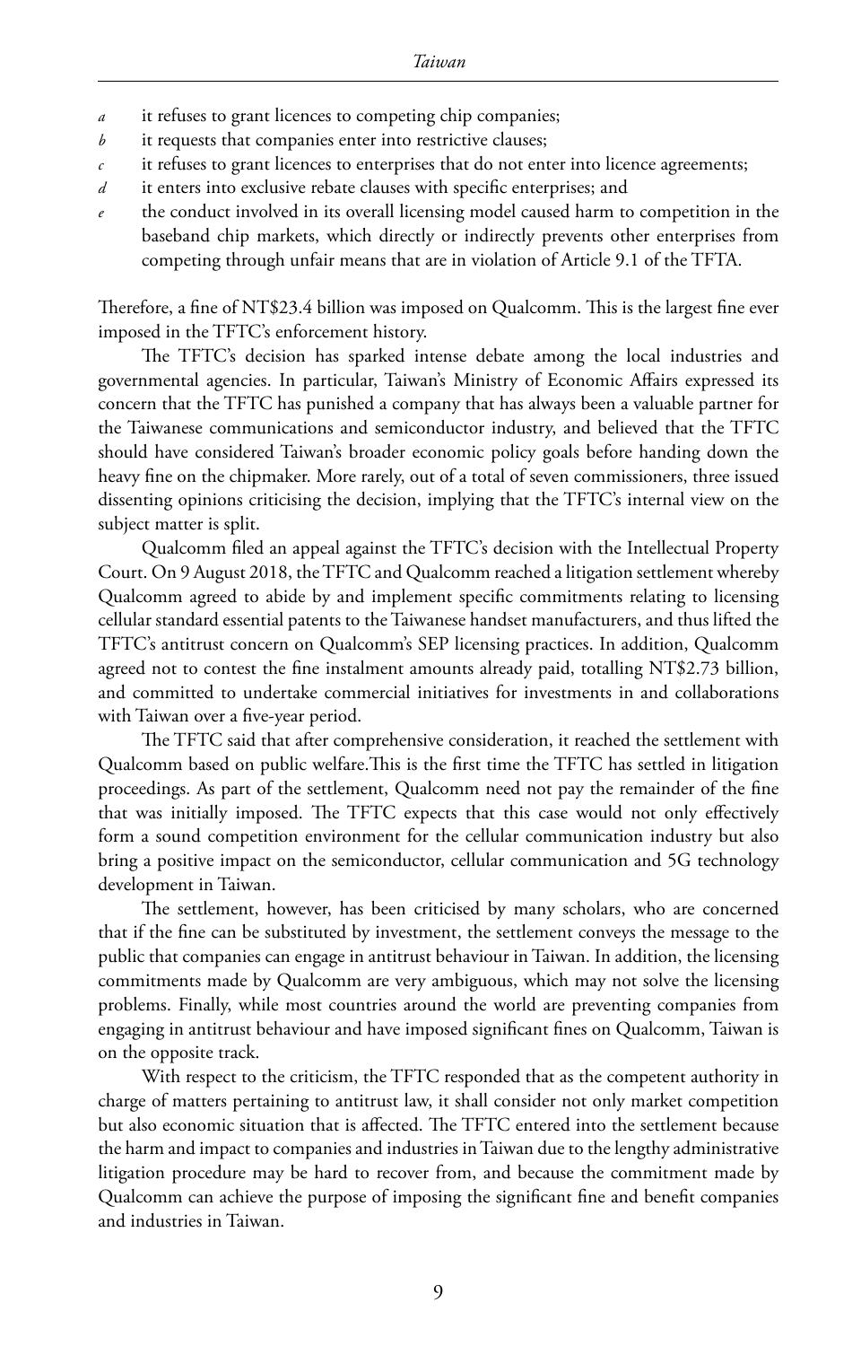- *a* it refuses to grant licences to competing chip companies;
- *b* it requests that companies enter into restrictive clauses;
- *c* it refuses to grant licences to enterprises that do not enter into licence agreements;
- *d* it enters into exclusive rebate clauses with specific enterprises; and
- *e* the conduct involved in its overall licensing model caused harm to competition in the baseband chip markets, which directly or indirectly prevents other enterprises from competing through unfair means that are in violation of Article 9.1 of the TFTA.

Therefore, a fine of NT$23.4 billion was imposed on Qualcomm. This is the largest fine ever imposed in the TFTC's enforcement history.

The TFTC's decision has sparked intense debate among the local industries and governmental agencies. In particular, Taiwan's Ministry of Economic Affairs expressed its concern that the TFTC has punished a company that has always been a valuable partner for the Taiwanese communications and semiconductor industry, and believed that the TFTC should have considered Taiwan's broader economic policy goals before handing down the heavy fine on the chipmaker. More rarely, out of a total of seven commissioners, three issued dissenting opinions criticising the decision, implying that the TFTC's internal view on the subject matter is split.

Qualcomm filed an appeal against the TFTC's decision with the Intellectual Property Court. On 9 August 2018, the TFTC and Qualcomm reached a litigation settlement whereby Qualcomm agreed to abide by and implement specific commitments relating to licensing cellular standard essential patents to the Taiwanese handset manufacturers, and thus lifted the TFTC's antitrust concern on Qualcomm's SEP licensing practices. In addition, Qualcomm agreed not to contest the fine instalment amounts already paid, totalling NT$2.73 billion, and committed to undertake commercial initiatives for investments in and collaborations with Taiwan over a five-year period.

The TFTC said that after comprehensive consideration, it reached the settlement with Qualcomm based on public welfare.This is the first time the TFTC has settled in litigation proceedings. As part of the settlement, Qualcomm need not pay the remainder of the fine that was initially imposed. The TFTC expects that this case would not only effectively form a sound competition environment for the cellular communication industry but also bring a positive impact on the semiconductor, cellular communication and 5G technology development in Taiwan.

The settlement, however, has been criticised by many scholars, who are concerned that if the fine can be substituted by investment, the settlement conveys the message to the public that companies can engage in antitrust behaviour in Taiwan. In addition, the licensing commitments made by Qualcomm are very ambiguous, which may not solve the licensing problems. Finally, while most countries around the world are preventing companies from engaging in antitrust behaviour and have imposed significant fines on Qualcomm, Taiwan is on the opposite track.

With respect to the criticism, the TFTC responded that as the competent authority in charge of matters pertaining to antitrust law, it shall consider not only market competition but also economic situation that is affected. The TFTC entered into the settlement because the harm and impact to companies and industries in Taiwan due to the lengthy administrative litigation procedure may be hard to recover from, and because the commitment made by Qualcomm can achieve the purpose of imposing the significant fine and benefit companies and industries in Taiwan.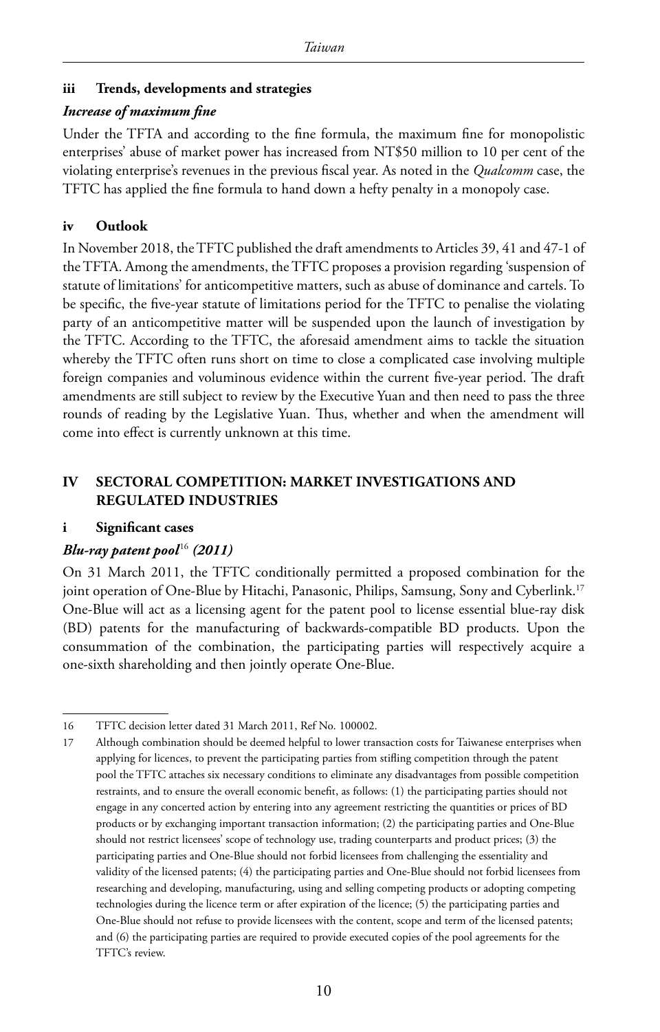### iii Trends, developments and strategies

*Increase of maximum fine*

Under the TFTA and according to the fine formula, the maximum fine for monopolistic enterprises' abuse of market power has increased from NT$50 million to 10 per cent of the violating enterprise's revenues in the previous fiscal year. As noted in the *Qualcomm* case, the TFTC has applied the fine formula to hand down a hefty penalty in a monopoly case.

### iv Outlook

In November 2018, the TFTC published the draft amendments to Articles 39, 41 and 47-1 of the TFTA. Among the amendments, the TFTC proposes a provision regarding 'suspension of statute of limitations' for anticompetitive matters, such as abuse of dominance and cartels. To be specific, the five-year statute of limitations period for the TFTC to penalise the violating party of an anticompetitive matter will be suspended upon the launch of investigation by the TFTC. According to the TFTC, the aforesaid amendment aims to tackle the situation whereby the TFTC often runs short on time to close a complicated case involving multiple foreign companies and voluminous evidence within the current five-year period. The draft amendments are still subject to review by the Executive Yuan and then need to pass the three rounds of reading by the Legislative Yuan. Thus, whether and when the amendment will come into effect is currently unknown at this time.

## IV SECTORAL COMPETITION: MARKET INVESTIGATIONS AND REGULATED INDUSTRIES

### i Significant cases

***Blu-ray patent pool*[16] *(2011)***

On 31 March 2011, the TFTC conditionally permitted a proposed combination for the joint operation of One-Blue by Hitachi, Panasonic, Philips, Samsung, Sony and Cyberlink.[17] One-Blue will act as a licensing agent for the patent pool to license essential blue-ray disk (BD) patents for the manufacturing of backwards-compatible BD products. Upon the consummation of the combination, the participating parties will respectively acquire a one-sixth shareholding and then jointly operate One-Blue.

---

16 TFTC decision letter dated 31 March 2011, Ref No. 100002.

17 Although combination should be deemed helpful to lower transaction costs for Taiwanese enterprises when applying for licences, to prevent the participating parties from stifling competition through the patent pool the TFTC attaches six necessary conditions to eliminate any disadvantages from possible competition restraints, and to ensure the overall economic benefit, as follows: (1) the participating parties should not engage in any concerted action by entering into any agreement restricting the quantities or prices of BD products or by exchanging important transaction information; (2) the participating parties and One-Blue should not restrict licensees' scope of technology use, trading counterparts and product prices; (3) the participating parties and One-Blue should not forbid licensees from challenging the essentiality and validity of the licensed patents; (4) the participating parties and One-Blue should not forbid licensees from researching and developing, manufacturing, using and selling competing products or adopting competing technologies during the licence term or after expiration of the licence; (5) the participating parties and One-Blue should not refuse to provide licensees with the content, scope and term of the licensed patents; and (6) the participating parties are required to provide executed copies of the pool agreements for the TFTC's review.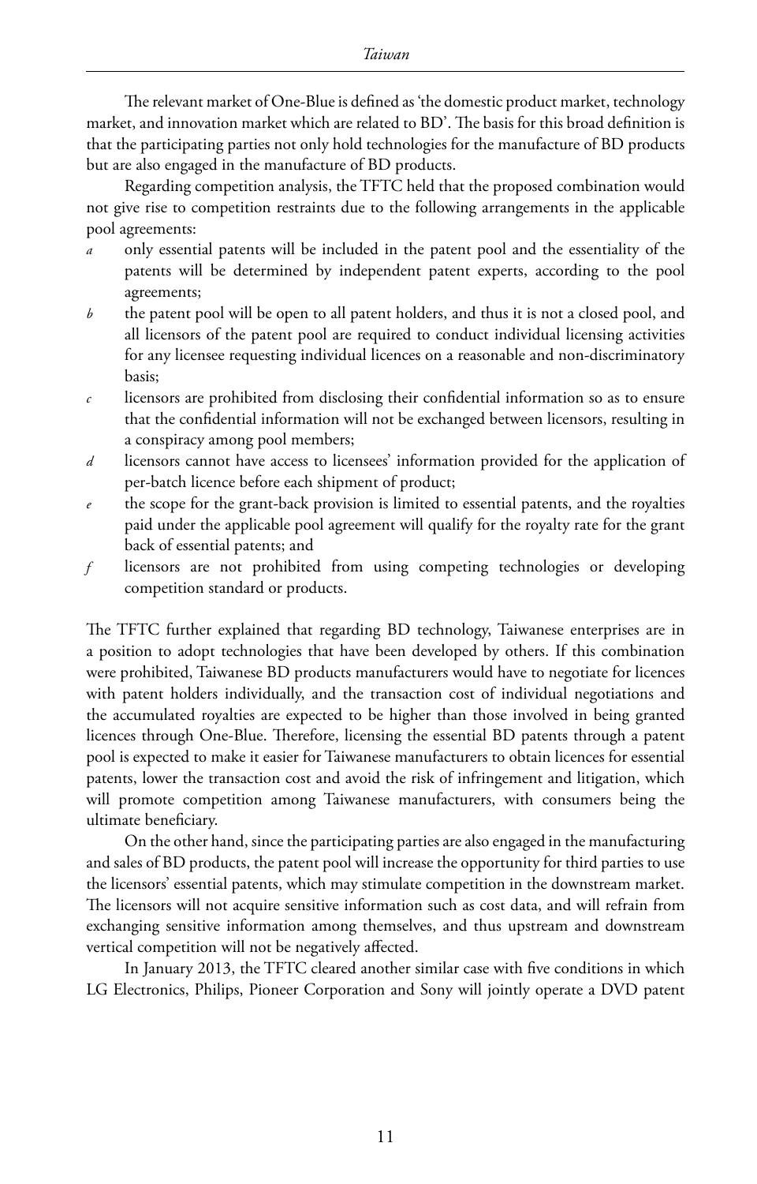The relevant market of One-Blue is defined as 'the domestic product market, technology market, and innovation market which are related to BD'. The basis for this broad definition is that the participating parties not only hold technologies for the manufacture of BD products but are also engaged in the manufacture of BD products.

Regarding competition analysis, the TFTC held that the proposed combination would not give rise to competition restraints due to the following arrangements in the applicable pool agreements:

*a* only essential patents will be included in the patent pool and the essentiality of the patents will be determined by independent patent experts, according to the pool agreements;

*b* the patent pool will be open to all patent holders, and thus it is not a closed pool, and all licensors of the patent pool are required to conduct individual licensing activities for any licensee requesting individual licences on a reasonable and non-discriminatory basis;

*c* licensors are prohibited from disclosing their confidential information so as to ensure that the confidential information will not be exchanged between licensors, resulting in a conspiracy among pool members;

*d* licensors cannot have access to licensees' information provided for the application of per-batch licence before each shipment of product;

*e* the scope for the grant-back provision is limited to essential patents, and the royalties paid under the applicable pool agreement will qualify for the royalty rate for the grant back of essential patents; and

*f* licensors are not prohibited from using competing technologies or developing competition standard or products.

The TFTC further explained that regarding BD technology, Taiwanese enterprises are in a position to adopt technologies that have been developed by others. If this combination were prohibited, Taiwanese BD products manufacturers would have to negotiate for licences with patent holders individually, and the transaction cost of individual negotiations and the accumulated royalties are expected to be higher than those involved in being granted licences through One-Blue. Therefore, licensing the essential BD patents through a patent pool is expected to make it easier for Taiwanese manufacturers to obtain licences for essential patents, lower the transaction cost and avoid the risk of infringement and litigation, which will promote competition among Taiwanese manufacturers, with consumers being the ultimate beneficiary.

On the other hand, since the participating parties are also engaged in the manufacturing and sales of BD products, the patent pool will increase the opportunity for third parties to use the licensors' essential patents, which may stimulate competition in the downstream market. The licensors will not acquire sensitive information such as cost data, and will refrain from exchanging sensitive information among themselves, and thus upstream and downstream vertical competition will not be negatively affected.

In January 2013, the TFTC cleared another similar case with five conditions in which LG Electronics, Philips, Pioneer Corporation and Sony will jointly operate a DVD patent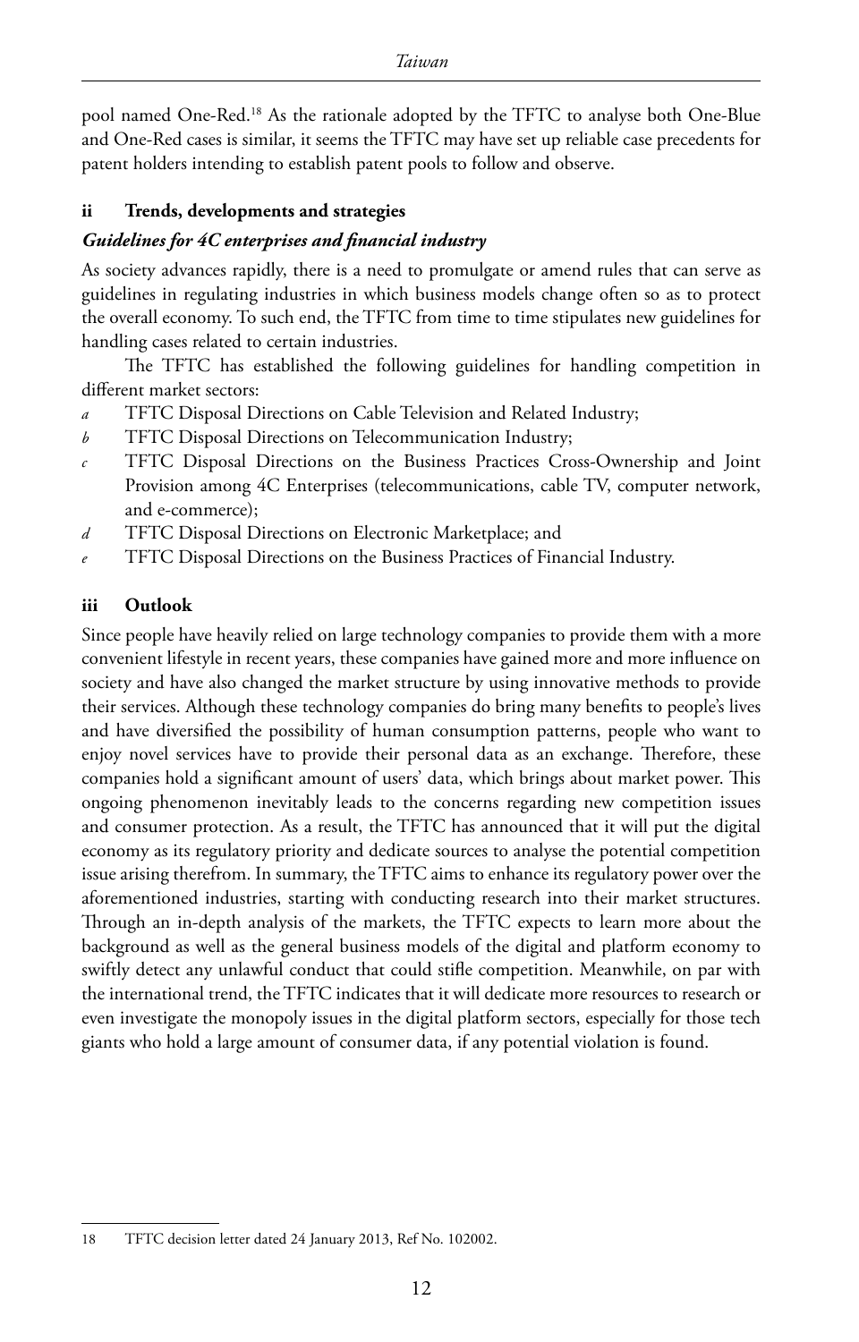pool named One-Red.[18] As the rationale adopted by the TFTC to analyse both One-Blue and One-Red cases is similar, it seems the TFTC may have set up reliable case precedents for patent holders intending to establish patent pools to follow and observe.

### ii Trends, developments and strategies

#### *Guidelines for 4C enterprises and financial industry*

As society advances rapidly, there is a need to promulgate or amend rules that can serve as guidelines in regulating industries in which business models change often so as to protect the overall economy. To such end, the TFTC from time to time stipulates new guidelines for handling cases related to certain industries.

The TFTC has established the following guidelines for handling competition in different market sectors:

*a* TFTC Disposal Directions on Cable Television and Related Industry;

*b* TFTC Disposal Directions on Telecommunication Industry;

*c* TFTC Disposal Directions on the Business Practices Cross-Ownership and Joint Provision among 4C Enterprises (telecommunications, cable TV, computer network, and e-commerce);

*d* TFTC Disposal Directions on Electronic Marketplace; and

*e* TFTC Disposal Directions on the Business Practices of Financial Industry.

### iii Outlook

Since people have heavily relied on large technology companies to provide them with a more convenient lifestyle in recent years, these companies have gained more and more influence on society and have also changed the market structure by using innovative methods to provide their services. Although these technology companies do bring many benefits to people's lives and have diversified the possibility of human consumption patterns, people who want to enjoy novel services have to provide their personal data as an exchange. Therefore, these companies hold a significant amount of users' data, which brings about market power. This ongoing phenomenon inevitably leads to the concerns regarding new competition issues and consumer protection. As a result, the TFTC has announced that it will put the digital economy as its regulatory priority and dedicate sources to analyse the potential competition issue arising therefrom. In summary, the TFTC aims to enhance its regulatory power over the aforementioned industries, starting with conducting research into their market structures. Through an in-depth analysis of the markets, the TFTC expects to learn more about the background as well as the general business models of the digital and platform economy to swiftly detect any unlawful conduct that could stifle competition. Meanwhile, on par with the international trend, the TFTC indicates that it will dedicate more resources to research or even investigate the monopoly issues in the digital platform sectors, especially for those tech giants who hold a large amount of consumer data, if any potential violation is found.

---

18 TFTC decision letter dated 24 January 2013, Ref No. 102002.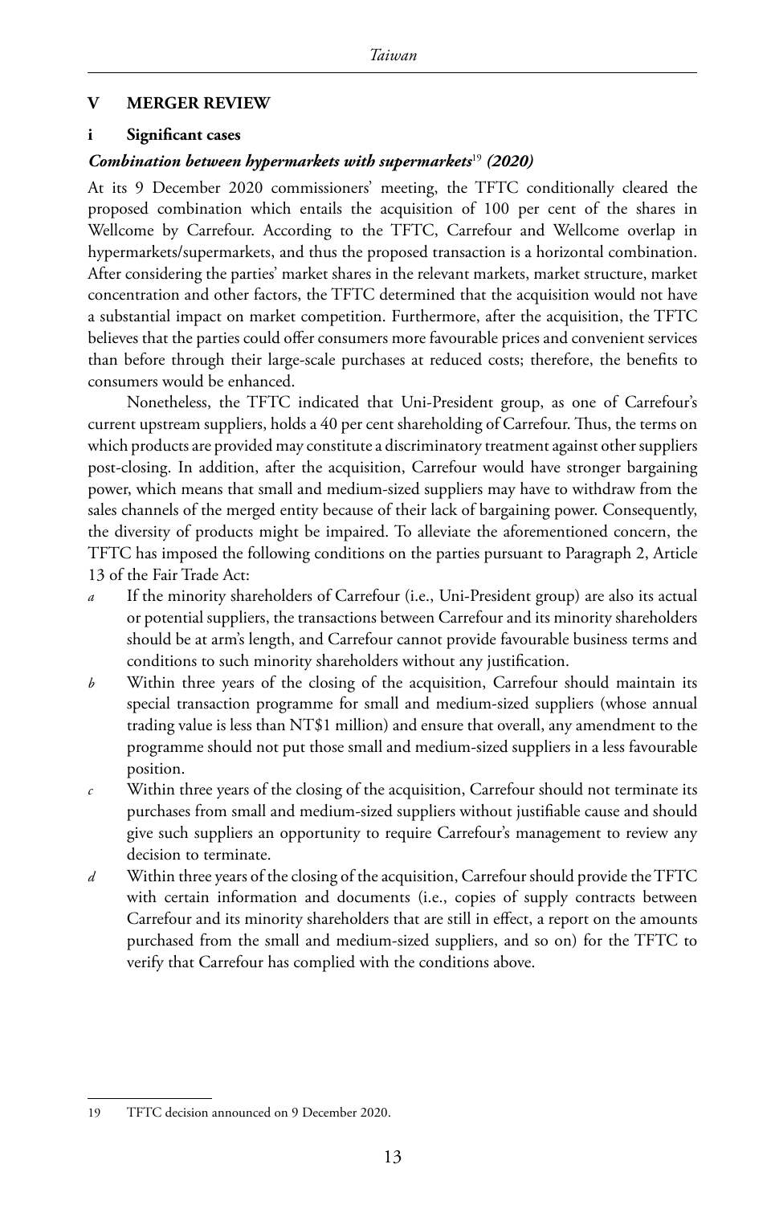## V MERGER REVIEW

### i Significant cases

#### *Combination between hypermarkets with supermarkets*[19] *(2020)*

At its 9 December 2020 commissioners' meeting, the TFTC conditionally cleared the proposed combination which entails the acquisition of 100 per cent of the shares in Wellcome by Carrefour. According to the TFTC, Carrefour and Wellcome overlap in hypermarkets/supermarkets, and thus the proposed transaction is a horizontal combination. After considering the parties' market shares in the relevant markets, market structure, market concentration and other factors, the TFTC determined that the acquisition would not have a substantial impact on market competition. Furthermore, after the acquisition, the TFTC believes that the parties could offer consumers more favourable prices and convenient services than before through their large-scale purchases at reduced costs; therefore, the benefits to consumers would be enhanced.

Nonetheless, the TFTC indicated that Uni-President group, as one of Carrefour's current upstream suppliers, holds a 40 per cent shareholding of Carrefour. Thus, the terms on which products are provided may constitute a discriminatory treatment against other suppliers post-closing. In addition, after the acquisition, Carrefour would have stronger bargaining power, which means that small and medium-sized suppliers may have to withdraw from the sales channels of the merged entity because of their lack of bargaining power. Consequently, the diversity of products might be impaired. To alleviate the aforementioned concern, the TFTC has imposed the following conditions on the parties pursuant to Paragraph 2, Article 13 of the Fair Trade Act:

- *a* If the minority shareholders of Carrefour (i.e., Uni-President group) are also its actual or potential suppliers, the transactions between Carrefour and its minority shareholders should be at arm's length, and Carrefour cannot provide favourable business terms and conditions to such minority shareholders without any justification.
- *b* Within three years of the closing of the acquisition, Carrefour should maintain its special transaction programme for small and medium-sized suppliers (whose annual trading value is less than NT$1 million) and ensure that overall, any amendment to the programme should not put those small and medium-sized suppliers in a less favourable position.
- *c* Within three years of the closing of the acquisition, Carrefour should not terminate its purchases from small and medium-sized suppliers without justifiable cause and should give such suppliers an opportunity to require Carrefour's management to review any decision to terminate.
- *d* Within three years of the closing of the acquisition, Carrefour should provide the TFTC with certain information and documents (i.e., copies of supply contracts between Carrefour and its minority shareholders that are still in effect, a report on the amounts purchased from the small and medium-sized suppliers, and so on) for the TFTC to verify that Carrefour has complied with the conditions above.

---

19 TFTC decision announced on 9 December 2020.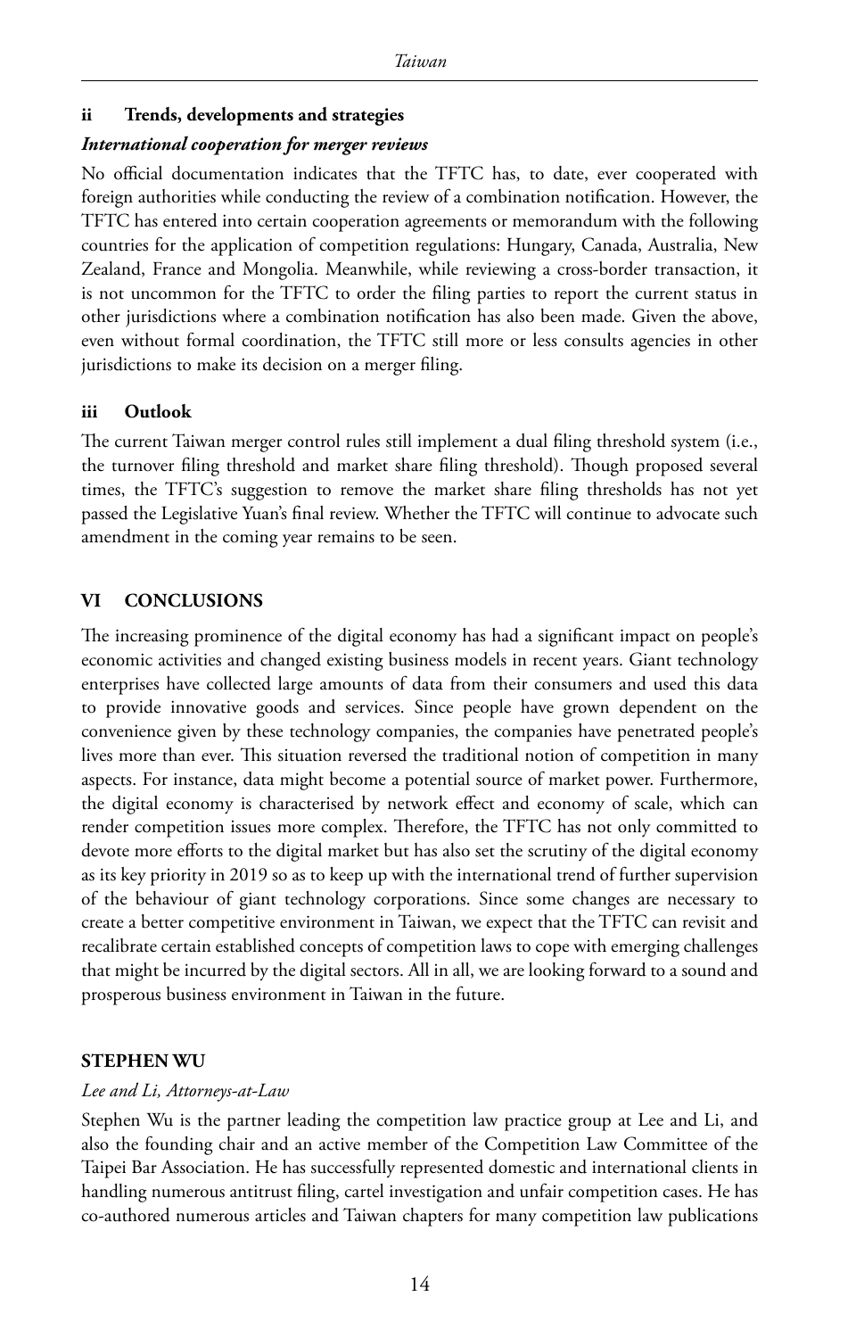### ii Trends, developments and strategies

#### *International cooperation for merger reviews*

No official documentation indicates that the TFTC has, to date, ever cooperated with foreign authorities while conducting the review of a combination notification. However, the TFTC has entered into certain cooperation agreements or memorandum with the following countries for the application of competition regulations: Hungary, Canada, Australia, New Zealand, France and Mongolia. Meanwhile, while reviewing a cross-border transaction, it is not uncommon for the TFTC to order the filing parties to report the current status in other jurisdictions where a combination notification has also been made. Given the above, even without formal coordination, the TFTC still more or less consults agencies in other jurisdictions to make its decision on a merger filing.

### iii Outlook

The current Taiwan merger control rules still implement a dual filing threshold system (i.e., the turnover filing threshold and market share filing threshold). Though proposed several times, the TFTC's suggestion to remove the market share filing thresholds has not yet passed the Legislative Yuan's final review. Whether the TFTC will continue to advocate such amendment in the coming year remains to be seen.

## VI CONCLUSIONS

The increasing prominence of the digital economy has had a significant impact on people's economic activities and changed existing business models in recent years. Giant technology enterprises have collected large amounts of data from their consumers and used this data to provide innovative goods and services. Since people have grown dependent on the convenience given by these technology companies, the companies have penetrated people's lives more than ever. This situation reversed the traditional notion of competition in many aspects. For instance, data might become a potential source of market power. Furthermore, the digital economy is characterised by network effect and economy of scale, which can render competition issues more complex. Therefore, the TFTC has not only committed to devote more efforts to the digital market but has also set the scrutiny of the digital economy as its key priority in 2019 so as to keep up with the international trend of further supervision of the behaviour of giant technology corporations. Since some changes are necessary to create a better competitive environment in Taiwan, we expect that the TFTC can revisit and recalibrate certain established concepts of competition laws to cope with emerging challenges that might be incurred by the digital sectors. All in all, we are looking forward to a sound and prosperous business environment in Taiwan in the future.

**STEPHEN WU**

*Lee and Li, Attorneys-at-Law*

Stephen Wu is the partner leading the competition law practice group at Lee and Li, and also the founding chair and an active member of the Competition Law Committee of the Taipei Bar Association. He has successfully represented domestic and international clients in handling numerous antitrust filing, cartel investigation and unfair competition cases. He has co-authored numerous articles and Taiwan chapters for many competition law publications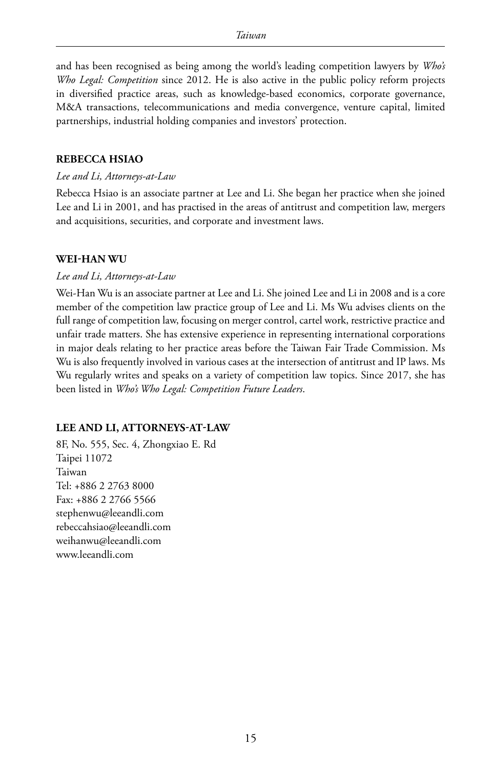and has been recognised as being among the world's leading competition lawyers by *Who's Who Legal: Competition* since 2012. He is also active in the public policy reform projects in diversified practice areas, such as knowledge-based economics, corporate governance, M&A transactions, telecommunications and media convergence, venture capital, limited partnerships, industrial holding companies and investors' protection.

### REBECCA HSIAO

*Lee and Li, Attorneys-at-Law*

Rebecca Hsiao is an associate partner at Lee and Li. She began her practice when she joined Lee and Li in 2001, and has practised in the areas of antitrust and competition law, mergers and acquisitions, securities, and corporate and investment laws.

### WEI-HAN WU

*Lee and Li, Attorneys-at-Law*

Wei-Han Wu is an associate partner at Lee and Li. She joined Lee and Li in 2008 and is a core member of the competition law practice group of Lee and Li. Ms Wu advises clients on the full range of competition law, focusing on merger control, cartel work, restrictive practice and unfair trade matters. She has extensive experience in representing international corporations in major deals relating to her practice areas before the Taiwan Fair Trade Commission. Ms Wu is also frequently involved in various cases at the intersection of antitrust and IP laws. Ms Wu regularly writes and speaks on a variety of competition law topics. Since 2017, she has been listed in *Who's Who Legal: Competition Future Leaders*.

### LEE AND LI, ATTORNEYS-AT-LAW

8F, No. 555, Sec. 4, Zhongxiao E. Rd
Taipei 11072
Taiwan
Tel: +886 2 2763 8000
Fax: +886 2 2766 5566
stephenwu@leeandli.com
rebeccahsiao@leeandli.com
weihanwu@leeandli.com
www.leeandli.com